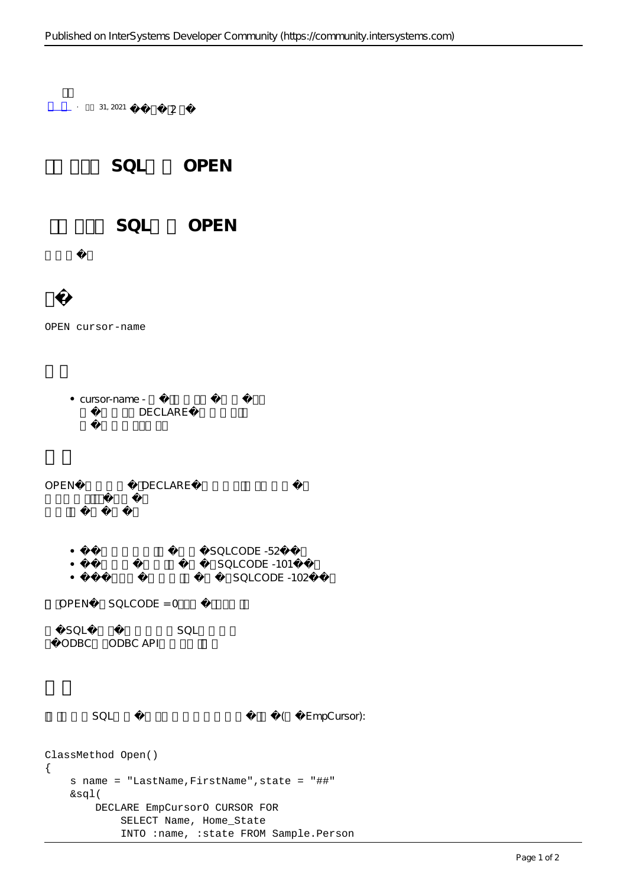31, 2021 �� 2

# SQL OPEN

## SQL OPEN

�

## �

```
OPEN cursor-name
```

## 

- cursor-name - � DECLARE�

## 

OPEN� DECLARE�

- �SQLCODE -52�
- �SQLCODE -101�
- �SQLCODE -102�

OPEN� SQLCODE = 0

SQL� SQL
ODBC ODBC API

## 

SQL � (� EmpCursor):

```
ClassMethod Open()
{
    s name = "LastName,FirstName",state = "##"
    &sql(
        DECLARE EmpCursorO CURSOR FOR
            SELECT Name, Home_State
            INTO :name, :state FROM Sample.Person
```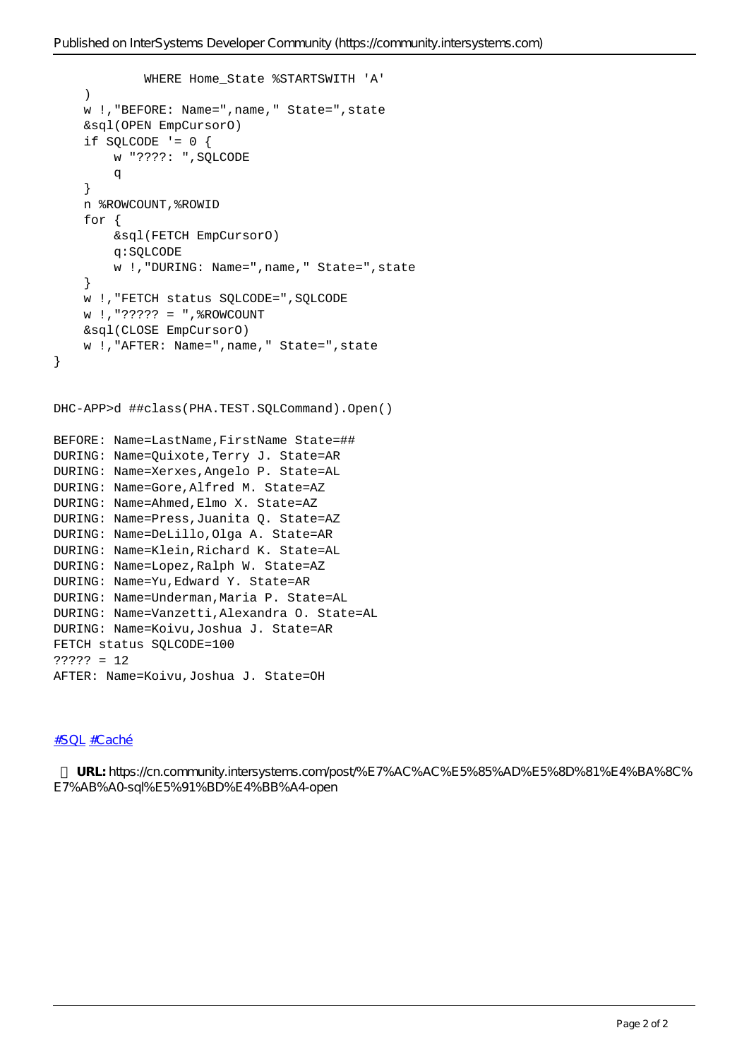```
            WHERE Home_State %STARTSWITH 'A'
    )
    w !,"BEFORE: Name=",name," State=",state
    &sql(OPEN EmpCursorO)
    if SQLCODE '= 0 {
        w "????: ",SQLCODE
        q
    }
    n %ROWCOUNT,%ROWID
    for {
        &sql(FETCH EmpCursorO)
        q:SQLCODE
        w !,"DURING: Name=",name," State=",state
    }
    w !,"FETCH status SQLCODE=",SQLCODE
    w !,"????? = ",%ROWCOUNT
    &sql(CLOSE EmpCursorO)
    w !,"AFTER: Name=",name," State=",state
}
```

```
DHC-APP>d ##class(PHA.TEST.SQLCommand).Open()

BEFORE: Name=LastName,FirstName State=##
DURING: Name=Quixote,Terry J. State=AR
DURING: Name=Xerxes,Angelo P. State=AL
DURING: Name=Gore,Alfred M. State=AZ
DURING: Name=Ahmed,Elmo X. State=AZ
DURING: Name=Press,Juanita Q. State=AZ
DURING: Name=DeLillo,Olga A. State=AR
DURING: Name=Klein,Richard K. State=AL
DURING: Name=Lopez,Ralph W. State=AZ
DURING: Name=Yu,Edward Y. State=AR
DURING: Name=Underman,Maria P. State=AL
DURING: Name=Vanzetti,Alexandra O. State=AL
DURING: Name=Koivu,Joshua J. State=AR
FETCH status SQLCODE=100
????? = 12
AFTER: Name=Koivu,Joshua J. State=OH
```

#SQL #Caché

**URL:** https://cn.community.intersystems.com/post/%E7%AC%AC%E5%85%AD%E5%8D%81%E4%BA%8C%E7%AB%A0-sql%E5%91%BD%E4%BB%A4-open